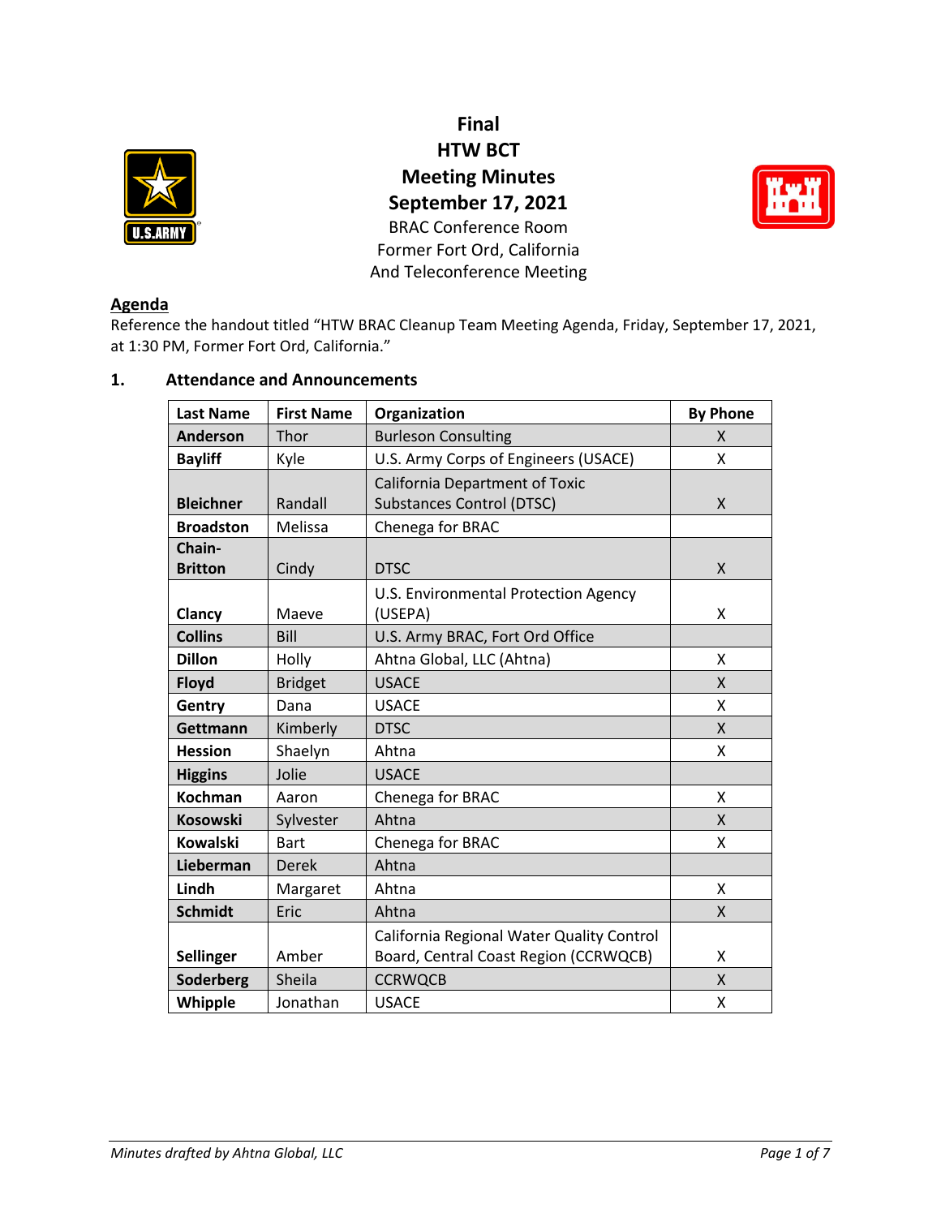# Final
# HTW BCT
# Meeting Minutes
# September 17, 2021

BRAC Conference Room
Former Fort Ord, California
And Teleconference Meeting

## Agenda

Reference the handout titled "HTW BRAC Cleanup Team Meeting Agenda, Friday, September 17, 2021, at 1:30 PM, Former Fort Ord, California."

## 1. Attendance and Announcements

| Last Name | First Name | Organization | By Phone |
|---|---|---|---|
| **Anderson** | Thor | Burleson Consulting | X |
| **Bayliff** | Kyle | U.S. Army Corps of Engineers (USACE) | X |
| **Bleichner** | Randall | California Department of Toxic Substances Control (DTSC) | X |
| **Broadston** | Melissa | Chenega for BRAC | |
| **Chain-Britton** | Cindy | DTSC | X |
| **Clancy** | Maeve | U.S. Environmental Protection Agency (USEPA) | X |
| **Collins** | Bill | U.S. Army BRAC, Fort Ord Office | |
| **Dillon** | Holly | Ahtna Global, LLC (Ahtna) | X |
| **Floyd** | Bridget | USACE | X |
| **Gentry** | Dana | USACE | X |
| **Gettmann** | Kimberly | DTSC | X |
| **Hession** | Shaelyn | Ahtna | X |
| **Higgins** | Jolie | USACE | |
| **Kochman** | Aaron | Chenega for BRAC | X |
| **Kosowski** | Sylvester | Ahtna | X |
| **Kowalski** | Bart | Chenega for BRAC | X |
| **Lieberman** | Derek | Ahtna | |
| **Lindh** | Margaret | Ahtna | X |
| **Schmidt** | Eric | Ahtna | X |
| **Sellinger** | Amber | California Regional Water Quality Control Board, Central Coast Region (CCRWQCB) | X |
| **Soderberg** | Sheila | CCRWQCB | X |
| **Whipple** | Jonathan | USACE | X |

*Minutes drafted by Ahtna Global, LLC*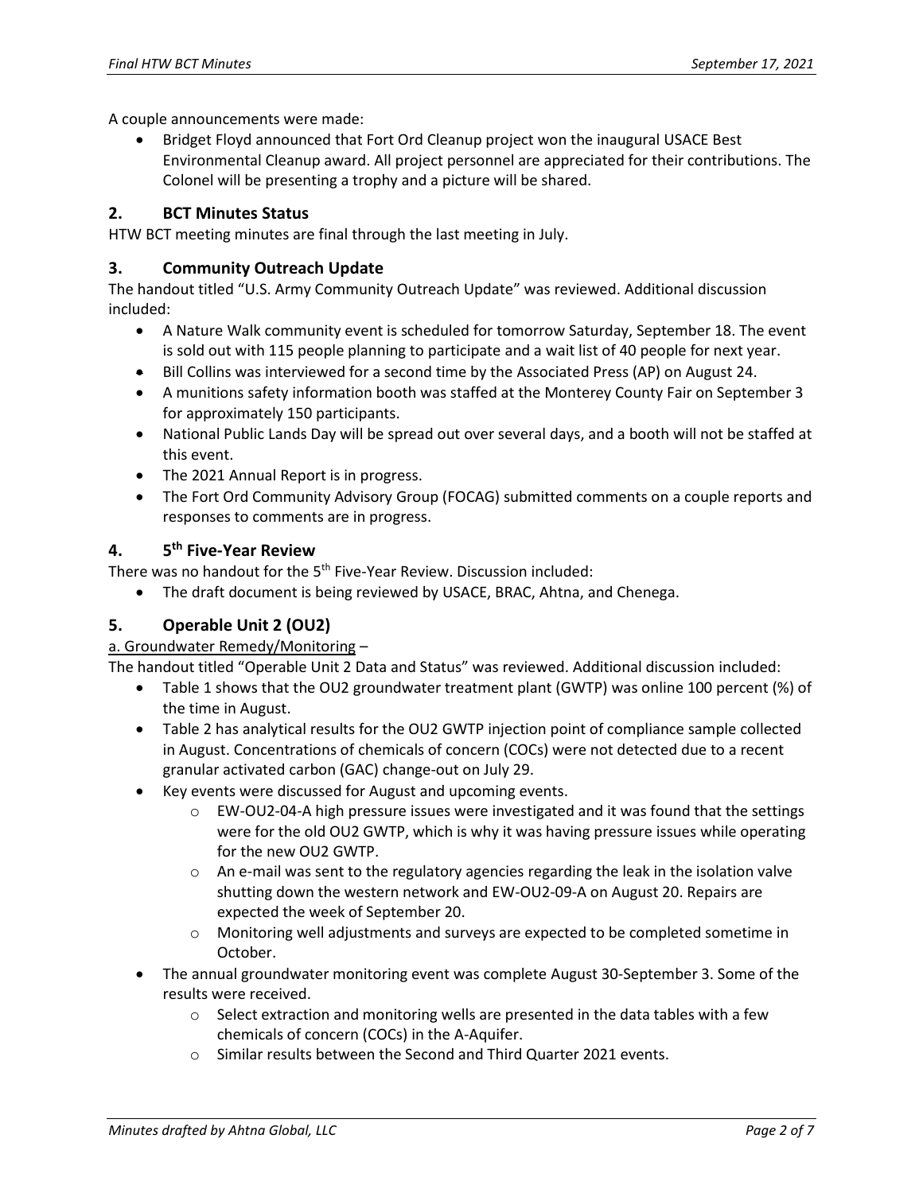A couple announcements were made:

- Bridget Floyd announced that Fort Ord Cleanup project won the inaugural USACE Best Environmental Cleanup award. All project personnel are appreciated for their contributions. The Colonel will be presenting a trophy and a picture will be shared.

## 2. BCT Minutes Status

HTW BCT meeting minutes are final through the last meeting in July.

## 3. Community Outreach Update

The handout titled "U.S. Army Community Outreach Update" was reviewed. Additional discussion included:

- A Nature Walk community event is scheduled for tomorrow Saturday, September 18. The event is sold out with 115 people planning to participate and a wait list of 40 people for next year.
- Bill Collins was interviewed for a second time by the Associated Press (AP) on August 24.
- A munitions safety information booth was staffed at the Monterey County Fair on September 3 for approximately 150 participants.
- National Public Lands Day will be spread out over several days, and a booth will not be staffed at this event.
- The 2021 Annual Report is in progress.
- The Fort Ord Community Advisory Group (FOCAG) submitted comments on a couple reports and responses to comments are in progress.

## 4. 5th Five-Year Review

There was no handout for the 5th Five-Year Review. Discussion included:

- The draft document is being reviewed by USACE, BRAC, Ahtna, and Chenega.

## 5. Operable Unit 2 (OU2)

a. Groundwater Remedy/Monitoring –

The handout titled "Operable Unit 2 Data and Status" was reviewed. Additional discussion included:

- Table 1 shows that the OU2 groundwater treatment plant (GWTP) was online 100 percent (%) of the time in August.
- Table 2 has analytical results for the OU2 GWTP injection point of compliance sample collected in August. Concentrations of chemicals of concern (COCs) were not detected due to a recent granular activated carbon (GAC) change-out on July 29.
- Key events were discussed for August and upcoming events.
  - EW-OU2-04-A high pressure issues were investigated and it was found that the settings were for the old OU2 GWTP, which is why it was having pressure issues while operating for the new OU2 GWTP.
  - An e-mail was sent to the regulatory agencies regarding the leak in the isolation valve shutting down the western network and EW-OU2-09-A on August 20. Repairs are expected the week of September 20.
  - Monitoring well adjustments and surveys are expected to be completed sometime in October.
- The annual groundwater monitoring event was complete August 30-September 3. Some of the results were received.
  - Select extraction and monitoring wells are presented in the data tables with a few chemicals of concern (COCs) in the A-Aquifer.
  - Similar results between the Second and Third Quarter 2021 events.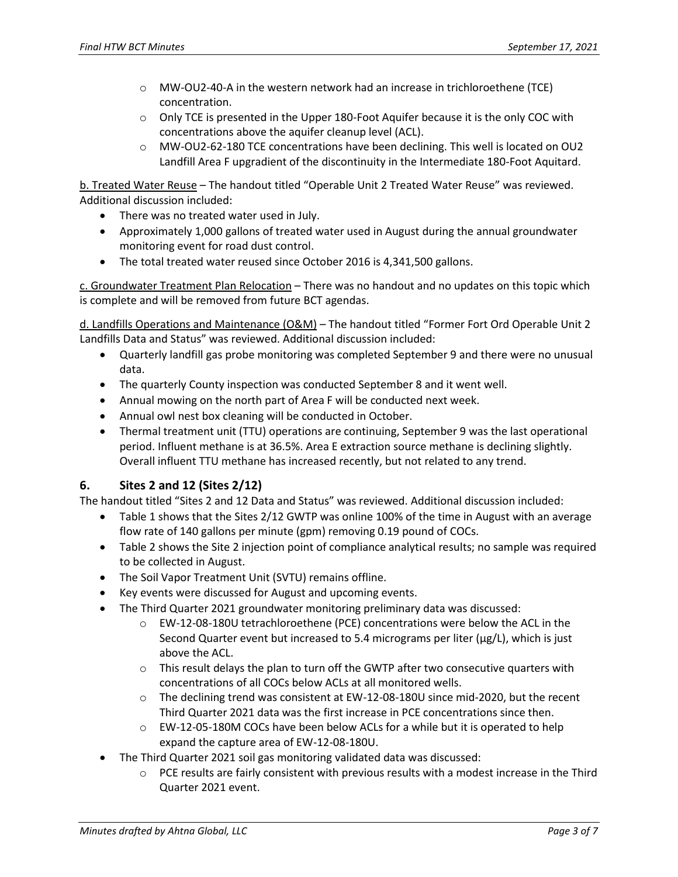- MW-OU2-40-A in the western network had an increase in trichloroethene (TCE) concentration.
- Only TCE is presented in the Upper 180-Foot Aquifer because it is the only COC with concentrations above the aquifer cleanup level (ACL).
- MW-OU2-62-180 TCE concentrations have been declining. This well is located on OU2 Landfill Area F upgradient of the discontinuity in the Intermediate 180-Foot Aquitard.

<u>b. Treated Water Reuse</u> – The handout titled "Operable Unit 2 Treated Water Reuse" was reviewed. Additional discussion included:

- There was no treated water used in July.
- Approximately 1,000 gallons of treated water used in August during the annual groundwater monitoring event for road dust control.
- The total treated water reused since October 2016 is 4,341,500 gallons.

<u>c. Groundwater Treatment Plan Relocation</u> – There was no handout and no updates on this topic which is complete and will be removed from future BCT agendas.

<u>d. Landfills Operations and Maintenance (O&M)</u> – The handout titled "Former Fort Ord Operable Unit 2 Landfills Data and Status" was reviewed. Additional discussion included:

- Quarterly landfill gas probe monitoring was completed September 9 and there were no unusual data.
- The quarterly County inspection was conducted September 8 and it went well.
- Annual mowing on the north part of Area F will be conducted next week.
- Annual owl nest box cleaning will be conducted in October.
- Thermal treatment unit (TTU) operations are continuing, September 9 was the last operational period. Influent methane is at 36.5%. Area E extraction source methane is declining slightly. Overall influent TTU methane has increased recently, but not related to any trend.

## 6. Sites 2 and 12 (Sites 2/12)

The handout titled "Sites 2 and 12 Data and Status" was reviewed. Additional discussion included:

- Table 1 shows that the Sites 2/12 GWTP was online 100% of the time in August with an average flow rate of 140 gallons per minute (gpm) removing 0.19 pound of COCs.
- Table 2 shows the Site 2 injection point of compliance analytical results; no sample was required to be collected in August.
- The Soil Vapor Treatment Unit (SVTU) remains offline.
- Key events were discussed for August and upcoming events.
- The Third Quarter 2021 groundwater monitoring preliminary data was discussed:
  - EW-12-08-180U tetrachloroethene (PCE) concentrations were below the ACL in the Second Quarter event but increased to 5.4 micrograms per liter (μg/L), which is just above the ACL.
  - This result delays the plan to turn off the GWTP after two consecutive quarters with concentrations of all COCs below ACLs at all monitored wells.
  - The declining trend was consistent at EW-12-08-180U since mid-2020, but the recent Third Quarter 2021 data was the first increase in PCE concentrations since then.
  - EW-12-05-180M COCs have been below ACLs for a while but it is operated to help expand the capture area of EW-12-08-180U.
- The Third Quarter 2021 soil gas monitoring validated data was discussed:
  - PCE results are fairly consistent with previous results with a modest increase in the Third Quarter 2021 event.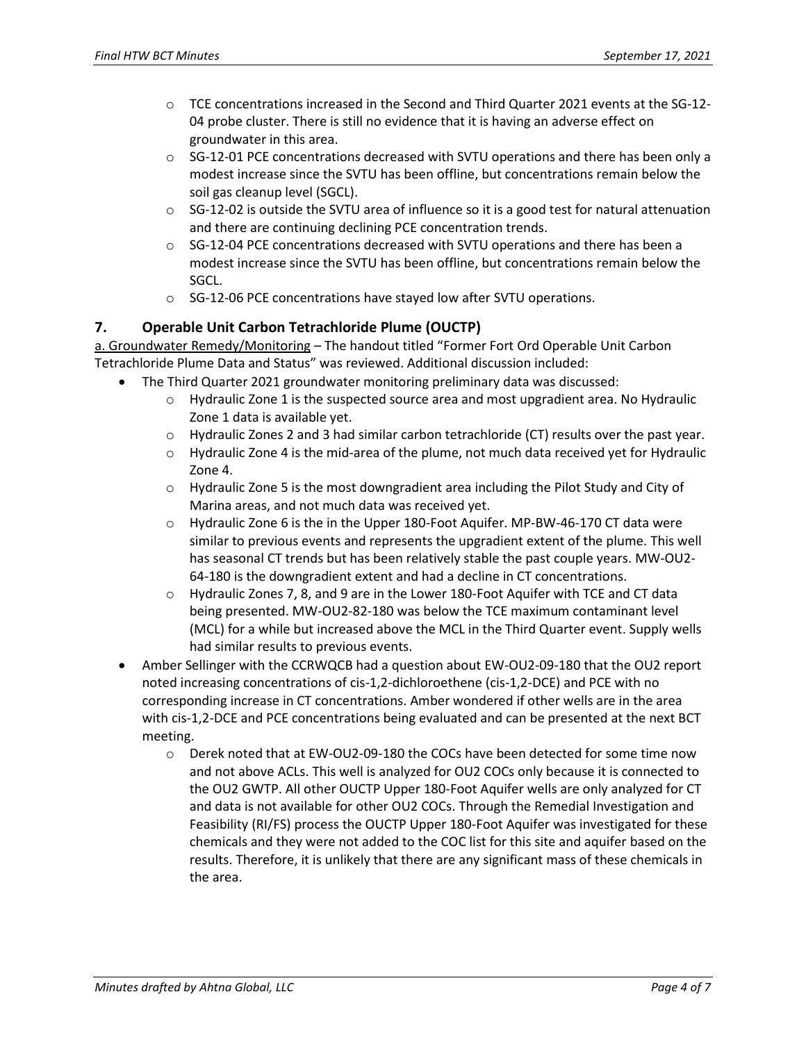- TCE concentrations increased in the Second and Third Quarter 2021 events at the SG-12-04 probe cluster. There is still no evidence that it is having an adverse effect on groundwater in this area.
- SG-12-01 PCE concentrations decreased with SVTU operations and there has been only a modest increase since the SVTU has been offline, but concentrations remain below the soil gas cleanup level (SGCL).
- SG-12-02 is outside the SVTU area of influence so it is a good test for natural attenuation and there are continuing declining PCE concentration trends.
- SG-12-04 PCE concentrations decreased with SVTU operations and there has been a modest increase since the SVTU has been offline, but concentrations remain below the SGCL.
- SG-12-06 PCE concentrations have stayed low after SVTU operations.

## 7. Operable Unit Carbon Tetrachloride Plume (OUCTP)

a. Groundwater Remedy/Monitoring – The handout titled "Former Fort Ord Operable Unit Carbon Tetrachloride Plume Data and Status" was reviewed. Additional discussion included:

- The Third Quarter 2021 groundwater monitoring preliminary data was discussed:
  - Hydraulic Zone 1 is the suspected source area and most upgradient area. No Hydraulic Zone 1 data is available yet.
  - Hydraulic Zones 2 and 3 had similar carbon tetrachloride (CT) results over the past year.
  - Hydraulic Zone 4 is the mid-area of the plume, not much data received yet for Hydraulic Zone 4.
  - Hydraulic Zone 5 is the most downgradient area including the Pilot Study and City of Marina areas, and not much data was received yet.
  - Hydraulic Zone 6 is the in the Upper 180-Foot Aquifer. MP-BW-46-170 CT data were similar to previous events and represents the upgradient extent of the plume. This well has seasonal CT trends but has been relatively stable the past couple years. MW-OU2-64-180 is the downgradient extent and had a decline in CT concentrations.
  - Hydraulic Zones 7, 8, and 9 are in the Lower 180-Foot Aquifer with TCE and CT data being presented. MW-OU2-82-180 was below the TCE maximum contaminant level (MCL) for a while but increased above the MCL in the Third Quarter event. Supply wells had similar results to previous events.
- Amber Sellinger with the CCRWQCB had a question about EW-OU2-09-180 that the OU2 report noted increasing concentrations of cis-1,2-dichloroethene (cis-1,2-DCE) and PCE with no corresponding increase in CT concentrations. Amber wondered if other wells are in the area with cis-1,2-DCE and PCE concentrations being evaluated and can be presented at the next BCT meeting.
  - Derek noted that at EW-OU2-09-180 the COCs have been detected for some time now and not above ACLs. This well is analyzed for OU2 COCs only because it is connected to the OU2 GWTP. All other OUCTP Upper 180-Foot Aquifer wells are only analyzed for CT and data is not available for other OU2 COCs. Through the Remedial Investigation and Feasibility (RI/FS) process the OUCTP Upper 180-Foot Aquifer was investigated for these chemicals and they were not added to the COC list for this site and aquifer based on the results. Therefore, it is unlikely that there are any significant mass of these chemicals in the area.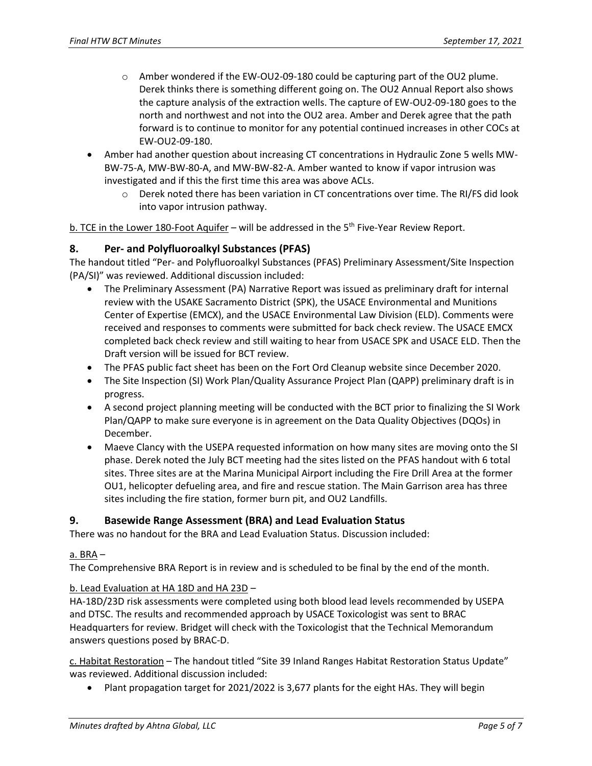- Amber wondered if the EW-OU2-09-180 could be capturing part of the OU2 plume. Derek thinks there is something different going on. The OU2 Annual Report also shows the capture analysis of the extraction wells. The capture of EW-OU2-09-180 goes to the north and northwest and not into the OU2 area. Amber and Derek agree that the path forward is to continue to monitor for any potential continued increases in other COCs at EW-OU2-09-180.

- Amber had another question about increasing CT concentrations in Hydraulic Zone 5 wells MW-BW-75-A, MW-BW-80-A, and MW-BW-82-A. Amber wanted to know if vapor intrusion was investigated and if this the first time this area was above ACLs.
  - Derek noted there has been variation in CT concentrations over time. The RI/FS did look into vapor intrusion pathway.

b. TCE in the Lower 180-Foot Aquifer – will be addressed in the 5th Five-Year Review Report.

## 8. Per- and Polyfluoroalkyl Substances (PFAS)

The handout titled "Per- and Polyfluoroalkyl Substances (PFAS) Preliminary Assessment/Site Inspection (PA/SI)" was reviewed. Additional discussion included:

- The Preliminary Assessment (PA) Narrative Report was issued as preliminary draft for internal review with the USAKE Sacramento District (SPK), the USACE Environmental and Munitions Center of Expertise (EMCX), and the USACE Environmental Law Division (ELD). Comments were received and responses to comments were submitted for back check review. The USACE EMCX completed back check review and still waiting to hear from USACE SPK and USACE ELD. Then the Draft version will be issued for BCT review.
- The PFAS public fact sheet has been on the Fort Ord Cleanup website since December 2020.
- The Site Inspection (SI) Work Plan/Quality Assurance Project Plan (QAPP) preliminary draft is in progress.
- A second project planning meeting will be conducted with the BCT prior to finalizing the SI Work Plan/QAPP to make sure everyone is in agreement on the Data Quality Objectives (DQOs) in December.
- Maeve Clancy with the USEPA requested information on how many sites are moving onto the SI phase. Derek noted the July BCT meeting had the sites listed on the PFAS handout with 6 total sites. Three sites are at the Marina Municipal Airport including the Fire Drill Area at the former OU1, helicopter defueling area, and fire and rescue station. The Main Garrison area has three sites including the fire station, former burn pit, and OU2 Landfills.

## 9. Basewide Range Assessment (BRA) and Lead Evaluation Status

There was no handout for the BRA and Lead Evaluation Status. Discussion included:

a. BRA –

The Comprehensive BRA Report is in review and is scheduled to be final by the end of the month.

b. Lead Evaluation at HA 18D and HA 23D –

HA-18D/23D risk assessments were completed using both blood lead levels recommended by USEPA and DTSC. The results and recommended approach by USACE Toxicologist was sent to BRAC Headquarters for review. Bridget will check with the Toxicologist that the Technical Memorandum answers questions posed by BRAC-D.

c. Habitat Restoration – The handout titled "Site 39 Inland Ranges Habitat Restoration Status Update" was reviewed. Additional discussion included:

- Plant propagation target for 2021/2022 is 3,677 plants for the eight HAs. They will begin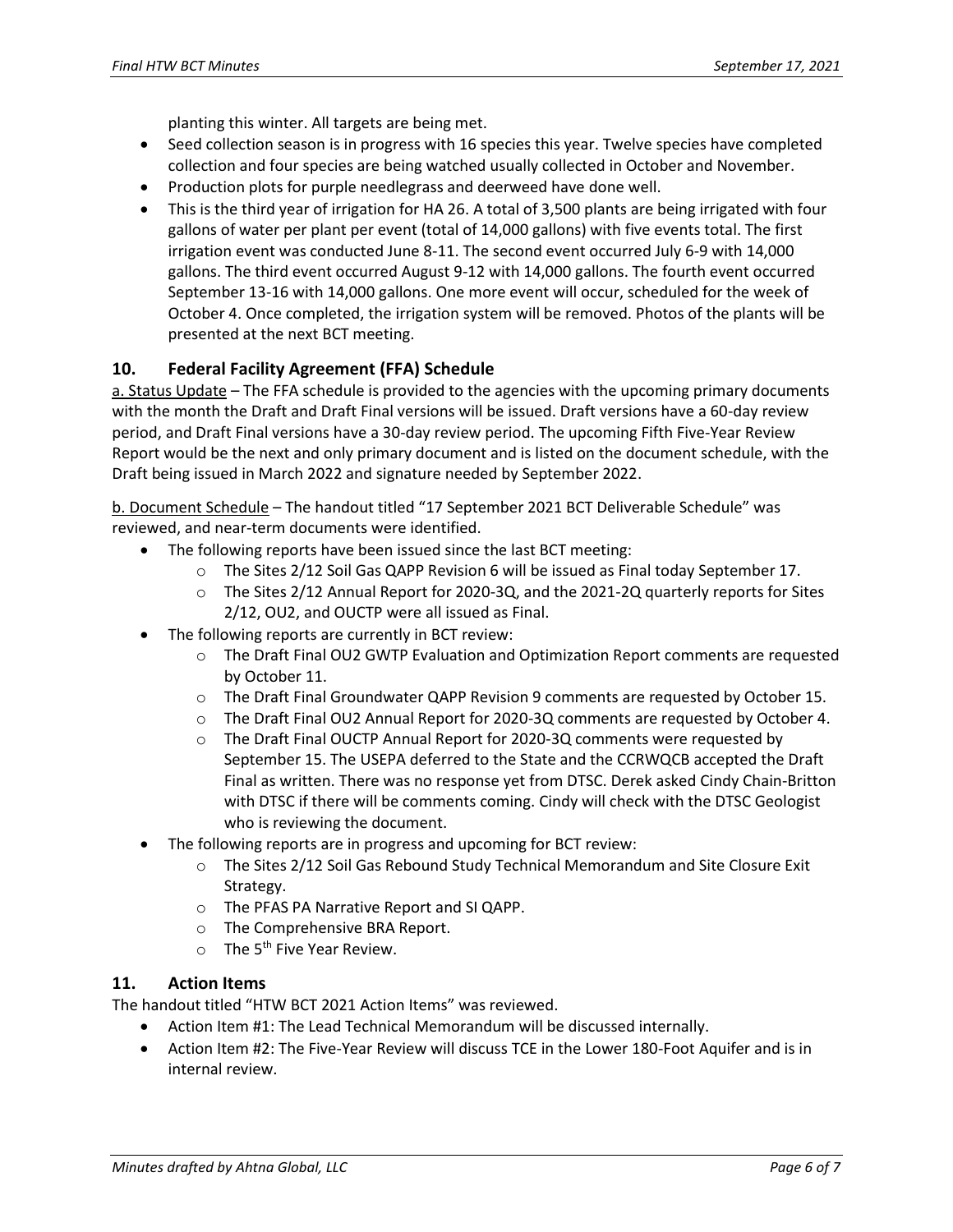planting this winter. All targets are being met.

- Seed collection season is in progress with 16 species this year. Twelve species have completed collection and four species are being watched usually collected in October and November.
- Production plots for purple needlegrass and deerweed have done well.
- This is the third year of irrigation for HA 26. A total of 3,500 plants are being irrigated with four gallons of water per plant per event (total of 14,000 gallons) with five events total. The first irrigation event was conducted June 8-11. The second event occurred July 6-9 with 14,000 gallons. The third event occurred August 9-12 with 14,000 gallons. The fourth event occurred September 13-16 with 14,000 gallons. One more event will occur, scheduled for the week of October 4. Once completed, the irrigation system will be removed. Photos of the plants will be presented at the next BCT meeting.

## 10. Federal Facility Agreement (FFA) Schedule

a. Status Update – The FFA schedule is provided to the agencies with the upcoming primary documents with the month the Draft and Draft Final versions will be issued. Draft versions have a 60-day review period, and Draft Final versions have a 30-day review period. The upcoming Fifth Five-Year Review Report would be the next and only primary document and is listed on the document schedule, with the Draft being issued in March 2022 and signature needed by September 2022.

b. Document Schedule – The handout titled "17 September 2021 BCT Deliverable Schedule" was reviewed, and near-term documents were identified.

- The following reports have been issued since the last BCT meeting:
  - The Sites 2/12 Soil Gas QAPP Revision 6 will be issued as Final today September 17.
  - The Sites 2/12 Annual Report for 2020-3Q, and the 2021-2Q quarterly reports for Sites 2/12, OU2, and OUCTP were all issued as Final.
- The following reports are currently in BCT review:
  - The Draft Final OU2 GWTP Evaluation and Optimization Report comments are requested by October 11.
  - The Draft Final Groundwater QAPP Revision 9 comments are requested by October 15.
  - The Draft Final OU2 Annual Report for 2020-3Q comments are requested by October 4.
  - The Draft Final OUCTP Annual Report for 2020-3Q comments were requested by September 15. The USEPA deferred to the State and the CCRWQCB accepted the Draft Final as written. There was no response yet from DTSC. Derek asked Cindy Chain-Britton with DTSC if there will be comments coming. Cindy will check with the DTSC Geologist who is reviewing the document.
- The following reports are in progress and upcoming for BCT review:
  - The Sites 2/12 Soil Gas Rebound Study Technical Memorandum and Site Closure Exit Strategy.
  - The PFAS PA Narrative Report and SI QAPP.
  - The Comprehensive BRA Report.
  - The 5th Five Year Review.

## 11. Action Items

The handout titled "HTW BCT 2021 Action Items" was reviewed.

- Action Item #1: The Lead Technical Memorandum will be discussed internally.
- Action Item #2: The Five-Year Review will discuss TCE in the Lower 180-Foot Aquifer and is in internal review.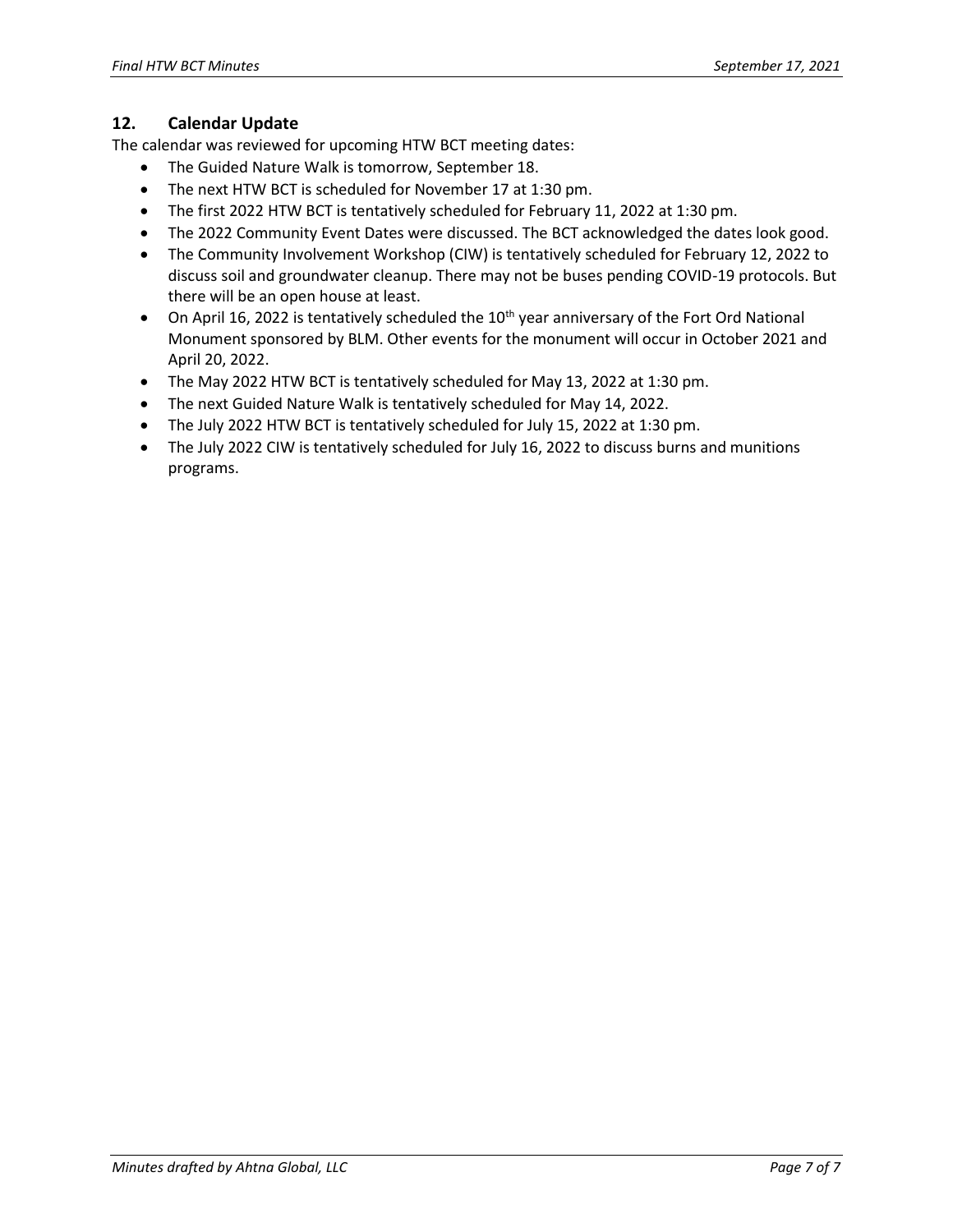## 12. Calendar Update

The calendar was reviewed for upcoming HTW BCT meeting dates:

- The Guided Nature Walk is tomorrow, September 18.
- The next HTW BCT is scheduled for November 17 at 1:30 pm.
- The first 2022 HTW BCT is tentatively scheduled for February 11, 2022 at 1:30 pm.
- The 2022 Community Event Dates were discussed. The BCT acknowledged the dates look good.
- The Community Involvement Workshop (CIW) is tentatively scheduled for February 12, 2022 to discuss soil and groundwater cleanup. There may not be buses pending COVID-19 protocols. But there will be an open house at least.
- On April 16, 2022 is tentatively scheduled the 10th year anniversary of the Fort Ord National Monument sponsored by BLM. Other events for the monument will occur in October 2021 and April 20, 2022.
- The May 2022 HTW BCT is tentatively scheduled for May 13, 2022 at 1:30 pm.
- The next Guided Nature Walk is tentatively scheduled for May 14, 2022.
- The July 2022 HTW BCT is tentatively scheduled for July 15, 2022 at 1:30 pm.
- The July 2022 CIW is tentatively scheduled for July 16, 2022 to discuss burns and munitions programs.